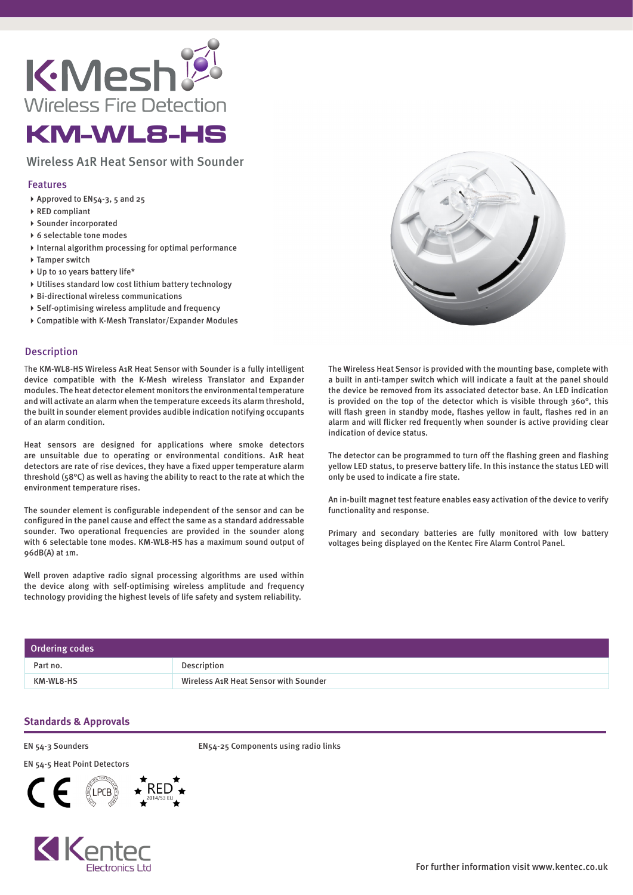# K-Mesh Wireless Fire Detection

# KM-WL8-HS

## Wireless A1R Heat Sensor with Sounder

### Features

- Approved to EN54-3, 5 and 25
- RED compliant
- Sounder incorporated
- 6 selectable tone modes
- Internal algorithm processing for optimal performance
- Tamper switch
- Up to 10 years battery life*
- Utilises standard low cost lithium battery technology
- Bi-directional wireless communications
- Self-optimising wireless amplitude and frequency
- Compatible with K-Mesh Translator/Expander Modules

### Description

The KM-WL8-HS Wireless A1R Heat Sensor with Sounder is a fully intelligent device compatible with the K-Mesh wireless Translator and Expander modules. The heat detector element monitors the environmental temperature and will activate an alarm when the temperature exceeds its alarm threshold, the built in sounder element provides audible indication notifying occupants of an alarm condition.

Heat sensors are designed for applications where smoke detectors are unsuitable due to operating or environmental conditions. A1R heat detectors are rate of rise devices, they have a fixed upper temperature alarm threshold (58°C) as well as having the ability to react to the rate at which the environment temperature rises.

The sounder element is configurable independent of the sensor and can be configured in the panel cause and effect the same as a standard addressable sounder. Two operational frequencies are provided in the sounder along with 6 selectable tone modes. KM-WL8-HS has a maximum sound output of 96dB(A) at 1m.

Well proven adaptive radio signal processing algorithms are used within the device along with self-optimising wireless amplitude and frequency technology providing the highest levels of life safety and system reliability.

The Wireless Heat Sensor is provided with the mounting base, complete with a built in anti-tamper switch which will indicate a fault at the panel should the device be removed from its associated detector base. An LED indication is provided on the top of the detector which is visible through 360°, this will flash green in standby mode, flashes yellow in fault, flashes red in an alarm and will flicker red frequently when sounder is active providing clear indication of device status.

The detector can be programmed to turn off the flashing green and flashing yellow LED status, to preserve battery life. In this instance the status LED will only be used to indicate a fire state.

An in-built magnet test feature enables easy activation of the device to verify functionality and response.

Primary and secondary batteries are fully monitored with low battery voltages being displayed on the Kentec Fire Alarm Control Panel.

### Ordering codes

| Part no. | Description |
|---|---|
| KM-WL8-HS | Wireless A1R Heat Sensor with Sounder |

### Standards & Approvals

EN 54-3 Sounders

EN 54-5 Heat Point Detectors

EN54-25 Components using radio links

CE LPCB RED 2014/53 EU

Kentec Electronics Ltd

For further information visit www.kentec.co.uk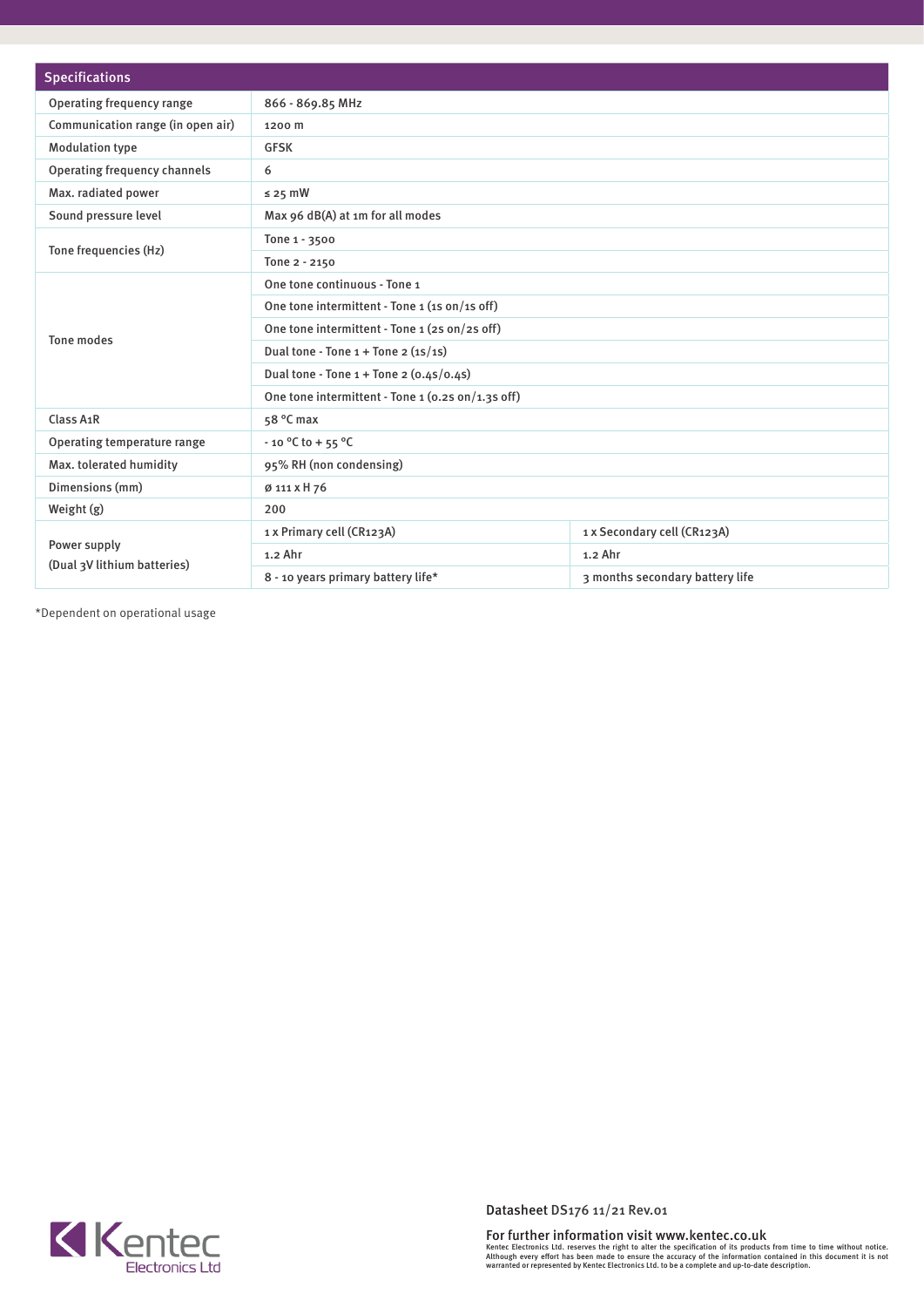## Specifications

| | | |
|---|---|---|
| Operating frequency range | 866 - 869.85 MHz | |
| Communication range (in open air) | 1200 m | |
| Modulation type | GFSK | |
| Operating frequency channels | 6 | |
| Max. radiated power | ≤ 25 mW | |
| Sound pressure level | Max 96 dB(A) at 1m for all modes | |
| Tone frequencies (Hz) | Tone 1 - 3500 | |
| | Tone 2 - 2150 | |
| Tone modes | One tone continuous - Tone 1 | |
| | One tone intermittent - Tone 1 (1s on/1s off) | |
| | One tone intermittent - Tone 1 (2s on/2s off) | |
| | Dual tone - Tone 1 + Tone 2 (1s/1s) | |
| | Dual tone - Tone 1 + Tone 2 (0.4s/0.4s) | |
| | One tone intermittent - Tone 1 (0.2s on/1.3s off) | |
| Class A1R | 58 °C max | |
| Operating temperature range | - 10 °C to + 55 °C | |
| Max. tolerated humidity | 95% RH (non condensing) | |
| Dimensions (mm) | ø 111 x H 76 | |
| Weight (g) | 200 | |
| Power supply (Dual 3V lithium batteries) | 1 x Primary cell (CR123A) | 1 x Secondary cell (CR123A) |
| | 1.2 Ahr | 1.2 Ahr |
| | 8 - 10 years primary battery life* | 3 months secondary battery life |

*Dependent on operational usage

Datasheet DS176 11/21 Rev.01

For further information visit www.kentec.co.uk

Kentec Electronics Ltd. reserves the right to alter the specification of its products from time to time without notice. Although every effort has been made to ensure the accuracy of the information contained in this document it is not warranted or represented by Kentec Electronics Ltd. to be a complete and up-to-date description.

Kentec Electronics Ltd